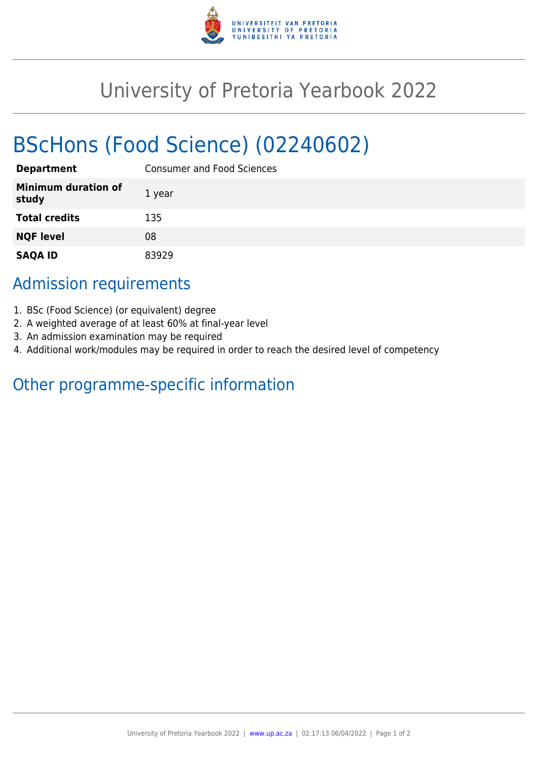# University of Pretoria Yearbook 2022

## BScHons (Food Science) (02240602)

| | |
|---|---|
| **Department** | Consumer and Food Sciences |
| **Minimum duration of study** | 1 year |
| **Total credits** | 135 |
| **NQF level** | 08 |
| **SAQA ID** | 83929 |

### Admission requirements

1. BSc (Food Science) (or equivalent) degree
2. A weighted average of at least 60% at final-year level
3. An admission examination may be required
4. Additional work/modules may be required in order to reach the desired level of competency

### Other programme-specific information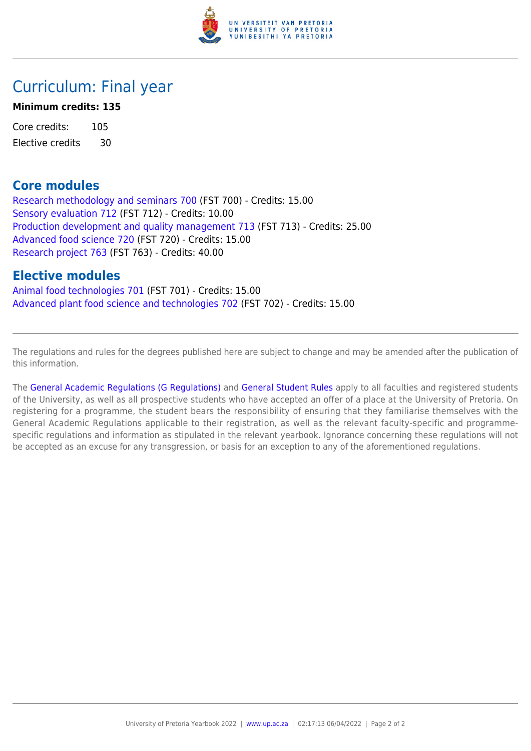# Curriculum: Final year

**Minimum credits: 135**

Core credits: 105

Elective credits 30

## Core modules

Research methodology and seminars 700 (FST 700) - Credits: 15.00
Sensory evaluation 712 (FST 712) - Credits: 10.00
Production development and quality management 713 (FST 713) - Credits: 25.00
Advanced food science 720 (FST 720) - Credits: 15.00
Research project 763 (FST 763) - Credits: 40.00

## Elective modules

Animal food technologies 701 (FST 701) - Credits: 15.00
Advanced plant food science and technologies 702 (FST 702) - Credits: 15.00

The regulations and rules for the degrees published here are subject to change and may be amended after the publication of this information.

The General Academic Regulations (G Regulations) and General Student Rules apply to all faculties and registered students of the University, as well as all prospective students who have accepted an offer of a place at the University of Pretoria. On registering for a programme, the student bears the responsibility of ensuring that they familiarise themselves with the General Academic Regulations applicable to their registration, as well as the relevant faculty-specific and programme-specific regulations and information as stipulated in the relevant yearbook. Ignorance concerning these regulations will not be accepted as an excuse for any transgression, or basis for an exception to any of the aforementioned regulations.